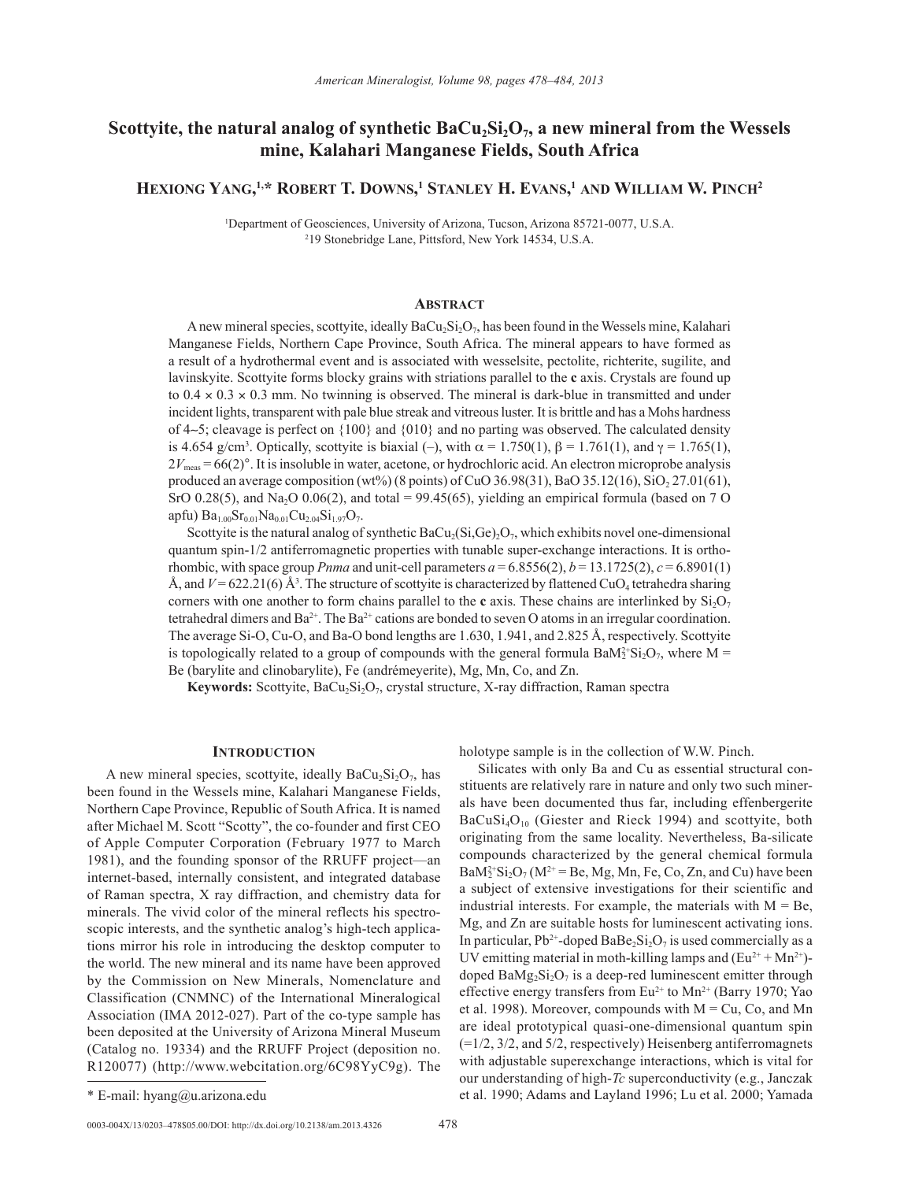# Scottyite, the natural analog of synthetic $BaCu_2Si_2O_7$, a new mineral from the Wessels mine, Kalahari Manganese Fields, South Africa

**Hexiong Yang,[1,*] Robert T. Downs,[1] Stanley H. Evans,[1] and William W. Pinch[2]**

[1]Department of Geosciences, University of Arizona, Tucson, Arizona 85721-0077, U.S.A.
[2]19 Stonebridge Lane, Pittsford, New York 14534, U.S.A.

## Abstract

A new mineral species, scottyite, ideally $BaCu_2Si_2O_7$, has been found in the Wessels mine, Kalahari Manganese Fields, Northern Cape Province, South Africa. The mineral appears to have formed as a result of a hydrothermal event and is associated with wesselsite, pectolite, richterite, sugilite, and lavinskyite. Scottyite forms blocky grains with striations parallel to the **c** axis. Crystals are found up to 0.4 × 0.3 × 0.3 mm. No twinning is observed. The mineral is dark-blue in transmitted and under incident lights, transparent with pale blue streak and vitreous luster. It is brittle and has a Mohs hardness of 4~5; cleavage is perfect on {100} and {010} and no parting was observed. The calculated density is 4.654 g/cm$^3$. Optically, scottyite is biaxial (–), with $\alpha$ = 1.750(1), $\beta$ = 1.761(1), and $\gamma$ = 1.765(1), $2V_{meas}$ = 66(2)°. It is insoluble in water, acetone, or hydrochloric acid. An electron microprobe analysis produced an average composition (wt%) (8 points) of CuO 36.98(31), BaO 35.12(16), $SiO_2$ 27.01(61), SrO 0.28(5), and $Na_2O$ 0.06(2), and total = 99.45(65), yielding an empirical formula (based on 7 O apfu) $Ba_{1.00}Sr_{0.01}Na_{0.01}Cu_{2.04}Si_{1.97}O_7$.

Scottyite is the natural analog of synthetic $BaCu_2(Si,Ge)_2O_7$, which exhibits novel one-dimensional quantum spin-1/2 antiferromagnetic properties with tunable super-exchange interactions. It is orthorhombic, with space group *Pnma* and unit-cell parameters *a* = 6.8556(2), *b* = 13.1725(2), *c* = 6.8901(1) Å, and *V* = 622.21(6) Å$^3$. The structure of scottyite is characterized by flattened $CuO_4$ tetrahedra sharing corners with one another to form chains parallel to the **c** axis. These chains are interlinked by $Si_2O_7$ tetrahedral dimers and $Ba^{2+}$. The $Ba^{2+}$ cations are bonded to seven O atoms in an irregular coordination. The average Si-O, Cu-O, and Ba-O bond lengths are 1.630, 1.941, and 2.825 Å, respectively. Scottyite is topologically related to a group of compounds with the general formula $BaM_2^{2+}Si_2O_7$, where M = Be (barylite and clinobarylite), Fe (andrémeyerite), Mg, Mn, Co, and Zn.

**Keywords:** Scottyite, $BaCu_2Si_2O_7$, crystal structure, X-ray diffraction, Raman spectra

## Introduction

A new mineral species, scottyite, ideally $BaCu_2Si_2O_7$, has been found in the Wessels mine, Kalahari Manganese Fields, Northern Cape Province, Republic of South Africa. It is named after Michael M. Scott "Scotty", the co-founder and first CEO of Apple Computer Corporation (February 1977 to March 1981), and the founding sponsor of the RRUFF project—an internet-based, internally consistent, and integrated database of Raman spectra, X ray diffraction, and chemistry data for minerals. The vivid color of the mineral reflects his spectroscopic interests, and the synthetic analog's high-tech applications mirror his role in introducing the desktop computer to the world. The new mineral and its name have been approved by the Commission on New Minerals, Nomenclature and Classification (CNMNC) of the International Mineralogical Association (IMA 2012-027). Part of the co-type sample has been deposited at the University of Arizona Mineral Museum (Catalog no. 19334) and the RRUFF Project (deposition no. R120077) (http://www.webcitation.org/6C98YyC9g). The holotype sample is in the collection of W.W. Pinch.

Silicates with only Ba and Cu as essential structural constituents are relatively rare in nature and only two such minerals have been documented thus far, including effenbergerite $BaCuSi_4O_{10}$ (Giester and Rieck 1994) and scottyite, both originating from the same locality. Nevertheless, Ba-silicate compounds characterized by the general chemical formula $BaM_2^{2+}Si_2O_7$ ($M^{2+}$ = Be, Mg, Mn, Fe, Co, Zn, and Cu) have been a subject of extensive investigations for their scientific and industrial interests. For example, the materials with M = Be, Mg, and Zn are suitable hosts for luminescent activating ions. In particular, $Pb^{2+}$-doped $BaBe_2Si_2O_7$ is used commercially as a UV emitting material in moth-killing lamps and ($Eu^{2+}$ + $Mn^{2+}$)-doped $BaMg_2Si_2O_7$ is a deep-red luminescent emitter through effective energy transfers from $Eu^{2+}$ to $Mn^{2+}$ (Barry 1970; Yao et al. 1998). Moreover, compounds with M = Cu, Co, and Mn are ideal prototypical quasi-one-dimensional quantum spin (=1/2, 3/2, and 5/2, respectively) Heisenberg antiferromagnets with adjustable superexchange interactions, which is vital for our understanding of high-*Tc* superconductivity (e.g., Janczak et al. 1990; Adams and Layland 1996; Lu et al. 2000; Yamada

\* E-mail: hyang@u.arizona.edu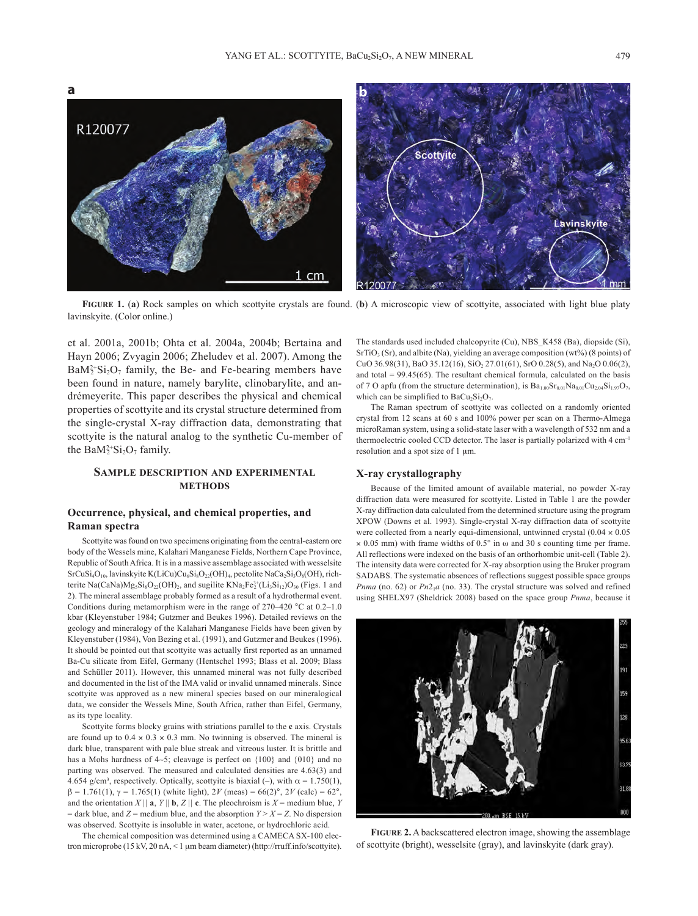**FIGURE 1.** (**a**) Rock samples on which scottyite crystals are found. (**b**) A microscopic view of scottyite, associated with light blue platy lavinskyite. (Color online.)

et al. 2001a, 2001b; Ohta et al. 2004a, 2004b; Bertaina and Hayn 2006; Zvyagin 2006; Zheludev et al. 2007). Among the $BaM^{2+}_2Si_2O_7$ family, the Be- and Fe-bearing members have been found in nature, namely barylite, clinobarylite, and andrémeyerite. This paper describes the physical and chemical properties of scottyite and its crystal structure determined from the single-crystal X-ray diffraction data, demonstrating that scottyite is the natural analog to the synthetic Cu-member of the $BaM^{2+}_2Si_2O_7$ family.

## Sample description and experimental methods

### Occurrence, physical, and chemical properties, and Raman spectra

Scottyite was found on two specimens originating from the central-eastern ore body of the Wessels mine, Kalahari Manganese Fields, Northern Cape Province, Republic of South Africa. It is in a massive assemblage associated with wesselsite $SrCuSi_4O_{10}$, lavinskyite $K(LiCu)Cu_6Si_8O_{22}(OH)_4$, pectolite $NaCa_2Si_3O_8(OH)$, richterite $Na(CaNa)Mg_5Si_8O_{22}(OH)_2$, and sugilite $KNa_2Fe^{3+}_2(Li_3Si_{12})O_{30}$ (Figs. 1 and 2). The mineral assemblage probably formed as a result of a hydrothermal event. Conditions during metamorphism were in the range of 270–420 °C at 0.2–1.0 kbar (Kleyenstuber 1984; Gutzmer and Beukes 1996). Detailed reviews on the geology and mineralogy of the Kalahari Manganese Fields have been given by Kleyenstuber (1984), Von Bezing et al. (1991), and Gutzmer and Beukes (1996). It should be pointed out that scottyite was actually first reported as an unnamed Ba-Cu silicate from Eifel, Germany (Hentschel 1993; Blass et al. 2009; Blass and Schüller 2011). However, this unnamed mineral was not fully described and documented in the list of the IMA valid or invalid unnamed minerals. Since scottyite was approved as a new mineral species based on our mineralogical data, we consider the Wessels Mine, South Africa, rather than Eifel, Germany, as its type locality.

Scottyite forms blocky grains with striations parallel to the **c** axis. Crystals are found up to 0.4 × 0.3 × 0.3 mm. No twinning is observed. The mineral is dark blue, transparent with pale blue streak and vitreous luster. It is brittle and has a Mohs hardness of 4–5; cleavage is perfect on {100} and {010} and no parting was observed. The measured and calculated densities are 4.63(3) and 4.654 g/cm$^3$, respectively. Optically, scottyite is biaxial (–), with $\alpha$ = 1.750(1), $\beta$ = 1.761(1), $\gamma$ = 1.765(1) (white light), $2V$ (meas) = 66(2)°, $2V$ (calc) = 62°, and the orientation $X$ ‖ **a**, $Y$ ‖ **b**, $Z$ ‖ **c**. The pleochroism is $X$ = medium blue, $Y$ = dark blue, and $Z$ = medium blue, and the absorption $Y > X = Z$. No dispersion was observed. Scottyite is insoluble in water, acetone, or hydrochloric acid.

The chemical composition was determined using a CAMECA SX-100 electron microprobe (15 kV, 20 nA, < 1 μm beam diameter) (http://rruff.info/scottyite). The standards used included chalcopyrite (Cu), NBS_K458 (Ba), diopside (Si), $SrTiO_3$ (Sr), and albite (Na), yielding an average composition (wt%) (8 points) of CuO 36.98(31), BaO 35.12(16), $SiO_2$ 27.01(61), SrO 0.28(5), and $Na_2O$ 0.06(2), and total = 99.45(65). The resultant chemical formula, calculated on the basis of 7 O apfu (from the structure determination), is $Ba_{1.00}Sr_{0.01}Na_{0.01}Cu_{2.04}Si_{1.97}O_7$, which can be simplified to $BaCu_2Si_2O_7$.

The Raman spectrum of scottyite was collected on a randomly oriented crystal from 12 scans at 60 s and 100% power per scan on a Thermo-Almega microRaman system, using a solid-state laser with a wavelength of 532 nm and a thermoelectric cooled CCD detector. The laser is partially polarized with 4 cm$^{-1}$ resolution and a spot size of 1 μm.

### X-ray crystallography

Because of the limited amount of available material, no powder X-ray diffraction data were measured for scottyite. Listed in Table 1 are the powder X-ray diffraction data calculated from the determined structure using the program XPOW (Downs et al. 1993). Single-crystal X-ray diffraction data of scottyite were collected from a nearly equi-dimensional, untwinned crystal (0.04 × 0.05 × 0.05 mm) with frame widths of 0.5° in ω and 30 s counting time per frame. All reflections were indexed on the basis of an orthorhombic unit-cell (Table 2). The intensity data were corrected for X-ray absorption using the Bruker program SADABS. The systematic absences of reflections suggest possible space groups *Pnma* (no. 62) or $Pn2_1a$ (no. 33). The crystal structure was solved and refined using SHELX97 (Sheldrick 2008) based on the space group *Pnma*, because it

**FIGURE 2.** A backscattered electron image, showing the assemblage of scottyite (bright), wesselsite (gray), and lavinskyite (dark gray).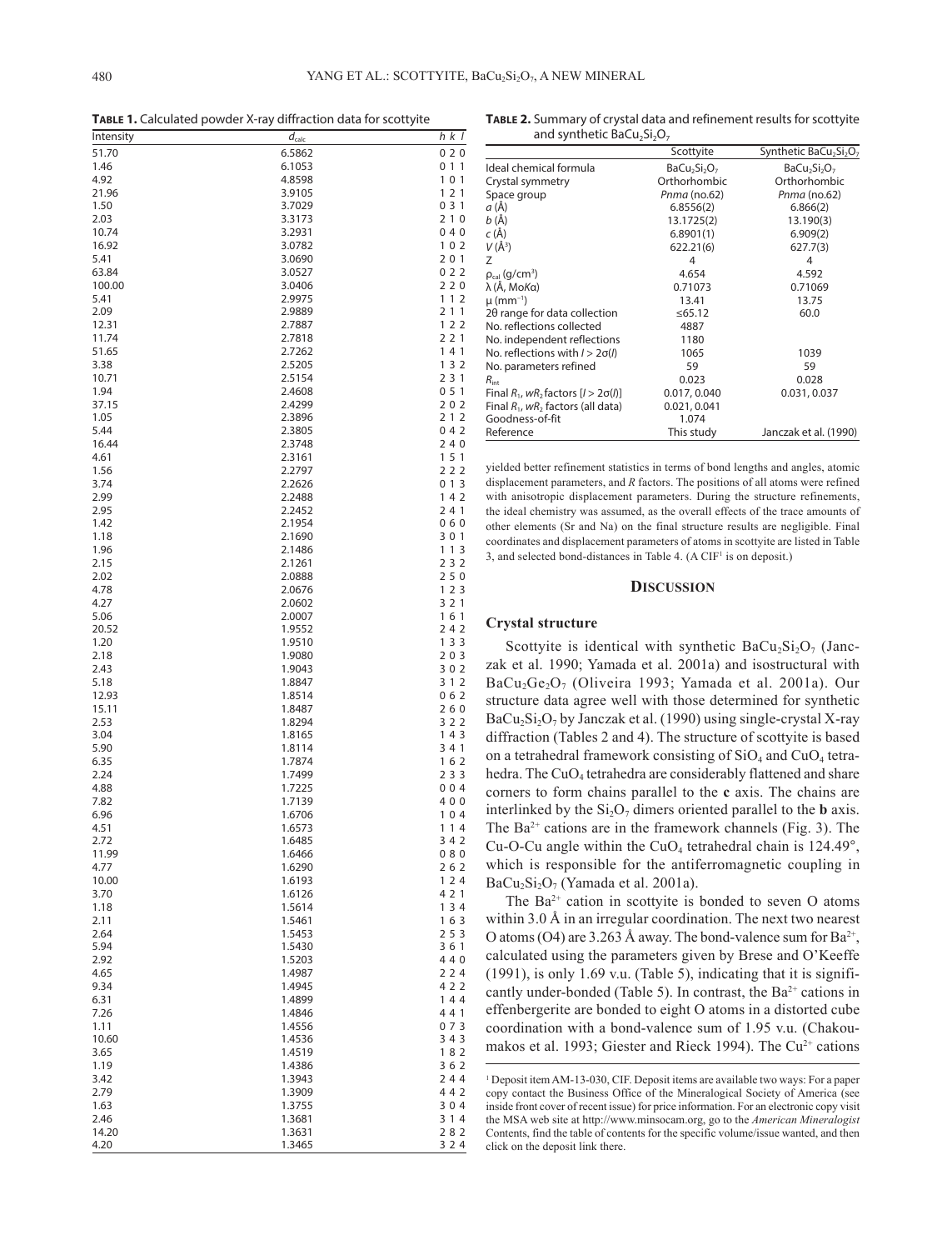**TABLE 1.** Calculated powder X-ray diffraction data for scottyite

| Intensity | $d_{calc}$ | h k l |
|---|---|---|
| 51.70 | 6.5862 | 0 2 0 |
| 1.46 | 6.1053 | 0 1 1 |
| 4.92 | 4.8598 | 1 0 1 |
| 21.96 | 3.9105 | 1 2 1 |
| 1.50 | 3.7029 | 0 3 1 |
| 2.03 | 3.3173 | 2 1 0 |
| 10.74 | 3.2931 | 0 4 0 |
| 16.92 | 3.0782 | 1 0 2 |
| 5.41 | 3.0690 | 2 0 1 |
| 63.84 | 3.0527 | 0 2 2 |
| 100.00 | 3.0406 | 2 2 0 |
| 5.41 | 2.9975 | 1 1 2 |
| 2.09 | 2.9889 | 2 1 1 |
| 12.31 | 2.7887 | 1 2 2 |
| 11.74 | 2.7818 | 2 2 1 |
| 51.65 | 2.7262 | 1 4 1 |
| 3.38 | 2.5205 | 1 3 2 |
| 10.71 | 2.5154 | 2 3 1 |
| 1.94 | 2.4608 | 0 5 1 |
| 37.15 | 2.4299 | 2 0 2 |
| 1.05 | 2.3896 | 2 1 2 |
| 5.44 | 2.3805 | 0 4 2 |
| 16.44 | 2.3748 | 2 4 0 |
| 4.61 | 2.3161 | 1 5 1 |
| 1.56 | 2.2797 | 2 2 2 |
| 3.74 | 2.2626 | 0 1 3 |
| 2.99 | 2.2488 | 1 4 2 |
| 2.95 | 2.2452 | 2 4 1 |
| 1.42 | 2.1954 | 0 6 0 |
| 1.18 | 2.1690 | 3 0 1 |
| 1.96 | 2.1486 | 1 1 3 |
| 2.15 | 2.1261 | 2 3 2 |
| 2.02 | 2.0888 | 2 5 0 |
| 4.78 | 2.0676 | 1 2 3 |
| 4.27 | 2.0602 | 3 2 1 |
| 5.06 | 2.0007 | 1 6 1 |
| 20.52 | 1.9552 | 2 4 2 |
| 1.20 | 1.9510 | 1 3 3 |
| 2.18 | 1.9080 | 2 0 3 |
| 2.43 | 1.9043 | 3 0 2 |
| 5.18 | 1.8847 | 3 1 2 |
| 12.93 | 1.8514 | 0 6 2 |
| 15.11 | 1.8487 | 2 6 0 |
| 2.53 | 1.8294 | 3 2 2 |
| 3.04 | 1.8165 | 1 4 3 |
| 5.90 | 1.8114 | 3 4 1 |
| 6.35 | 1.7874 | 1 6 2 |
| 2.24 | 1.7499 | 2 3 3 |
| 4.88 | 1.7225 | 0 0 4 |
| 7.82 | 1.7139 | 4 0 0 |
| 6.96 | 1.6706 | 1 0 4 |
| 4.51 | 1.6573 | 1 1 4 |
| 2.72 | 1.6485 | 3 4 2 |
| 11.99 | 1.6466 | 0 8 0 |
| 4.77 | 1.6290 | 2 6 2 |
| 10.00 | 1.6193 | 1 2 4 |
| 3.70 | 1.6126 | 4 2 1 |
| 1.18 | 1.5614 | 1 3 4 |
| 2.11 | 1.5461 | 1 6 3 |
| 2.64 | 1.5453 | 2 5 3 |
| 5.94 | 1.5430 | 3 6 1 |
| 2.92 | 1.5203 | 4 4 0 |
| 4.65 | 1.4987 | 2 2 4 |
| 9.34 | 1.4945 | 4 2 2 |
| 6.31 | 1.4899 | 1 4 4 |
| 7.26 | 1.4846 | 4 4 1 |
| 1.11 | 1.4556 | 0 7 3 |
| 10.60 | 1.4536 | 3 4 3 |
| 3.65 | 1.4519 | 1 8 2 |
| 1.19 | 1.4386 | 3 6 2 |
| 3.42 | 1.3943 | 2 4 4 |
| 2.79 | 1.3909 | 4 4 2 |
| 1.63 | 1.3755 | 3 0 4 |
| 2.46 | 1.3681 | 3 1 4 |
| 14.20 | 1.3631 | 2 8 2 |
| 4.20 | 1.3465 | 3 2 4 |

**TABLE 2.** Summary of crystal data and refinement results for scottyite and synthetic $BaCu_2Si_2O_7$

| | Scottyite | Synthetic $BaCu_2Si_2O_7$ |
|---|---|---|
| Ideal chemical formula | $BaCu_2Si_2O_7$ | $BaCu_2Si_2O_7$ |
| Crystal symmetry | Orthorhombic | Orthorhombic |
| Space group | *Pnma* (no.62) | *Pnma* (no.62) |
| *a* (Å) | 6.8556(2) | 6.866(2) |
| *b* (Å) | 13.1725(2) | 13.190(3) |
| *c* (Å) | 6.8901(1) | 6.909(2) |
| *V* (Å$^3$) | 622.21(6) | 627.7(3) |
| Z | 4 | 4 |
| $\rho_{cal}$ (g/cm$^3$) | 4.654 | 4.592 |
| λ (Å, Mo*K*α) | 0.71073 | 0.71069 |
| μ (mm$^{-1}$) | 13.41 | 13.75 |
| 2θ range for data collection | ≤65.12 | 60.0 |
| No. reflections collected | 4887 | |
| No. independent reflections | 1180 | |
| No. reflections with $I > 2\sigma(I)$ | 1065 | 1039 |
| No. parameters refined | 59 | 59 |
| $R_{int}$ | 0.023 | 0.028 |
| Final $R_1$, $wR_2$ factors [$I > 2\sigma(I)$] | 0.017, 0.040 | 0.031, 0.037 |
| Final $R_1$, $wR_2$ factors (all data) | 0.021, 0.041 | |
| Goodness-of-fit | 1.074 | |
| Reference | This study | Janczak et al. (1990) |

yielded better refinement statistics in terms of bond lengths and angles, atomic displacement parameters, and *R* factors. The positions of all atoms were refined with anisotropic displacement parameters. During the structure refinements, the ideal chemistry was assumed, as the overall effects of the trace amounts of other elements (Sr and Na) on the final structure results are negligible. Final coordinates and displacement parameters of atoms in scottyite are listed in Table 3, and selected bond-distances in Table 4. (A CIF[1] is on deposit.)

## DISCUSSION

### Crystal structure

Scottyite is identical with synthetic $BaCu_2Si_2O_7$ (Janczak et al. 1990; Yamada et al. 2001a) and isostructural with $BaCu_2Ge_2O_7$ (Oliveira 1993; Yamada et al. 2001a). Our structure data agree well with those determined for synthetic $BaCu_2Si_2O_7$ by Janczak et al. (1990) using single-crystal X-ray diffraction (Tables 2 and 4). The structure of scottyite is based on a tetrahedral framework consisting of $SiO_4$ and $CuO_4$ tetrahedra. The $CuO_4$ tetrahedra are considerably flattened and share corners to form chains parallel to the **c** axis. The chains are interlinked by the $Si_2O_7$ dimers oriented parallel to the **b** axis. The $Ba^{2+}$ cations are in the framework channels (Fig. 3). The Cu-O-Cu angle within the $CuO_4$ tetrahedral chain is 124.49°, which is responsible for the antiferromagnetic coupling in $BaCu_2Si_2O_7$ (Yamada et al. 2001a).

The $Ba^{2+}$ cation in scottyite is bonded to seven O atoms within 3.0 Å in an irregular coordination. The next two nearest O atoms (O4) are 3.263 Å away. The bond-valence sum for $Ba^{2+}$, calculated using the parameters given by Brese and O'Keeffe (1991), is only 1.69 v.u. (Table 5), indicating that it is significantly under-bonded (Table 5). In contrast, the $Ba^{2+}$ cations in effenbergerite are bonded to eight O atoms in a distorted cube coordination with a bond-valence sum of 1.95 v.u. (Chakoumakos et al. 1993; Giester and Rieck 1994). The $Cu^{2+}$ cations

[1] Deposit item AM-13-030, CIF. Deposit items are available two ways: For a paper copy contact the Business Office of the Mineralogical Society of America (see inside front cover of recent issue) for price information. For an electronic copy visit the MSA web site at http://www.minsocam.org, go to the *American Mineralogist* Contents, find the table of contents for the specific volume/issue wanted, and then click on the deposit link there.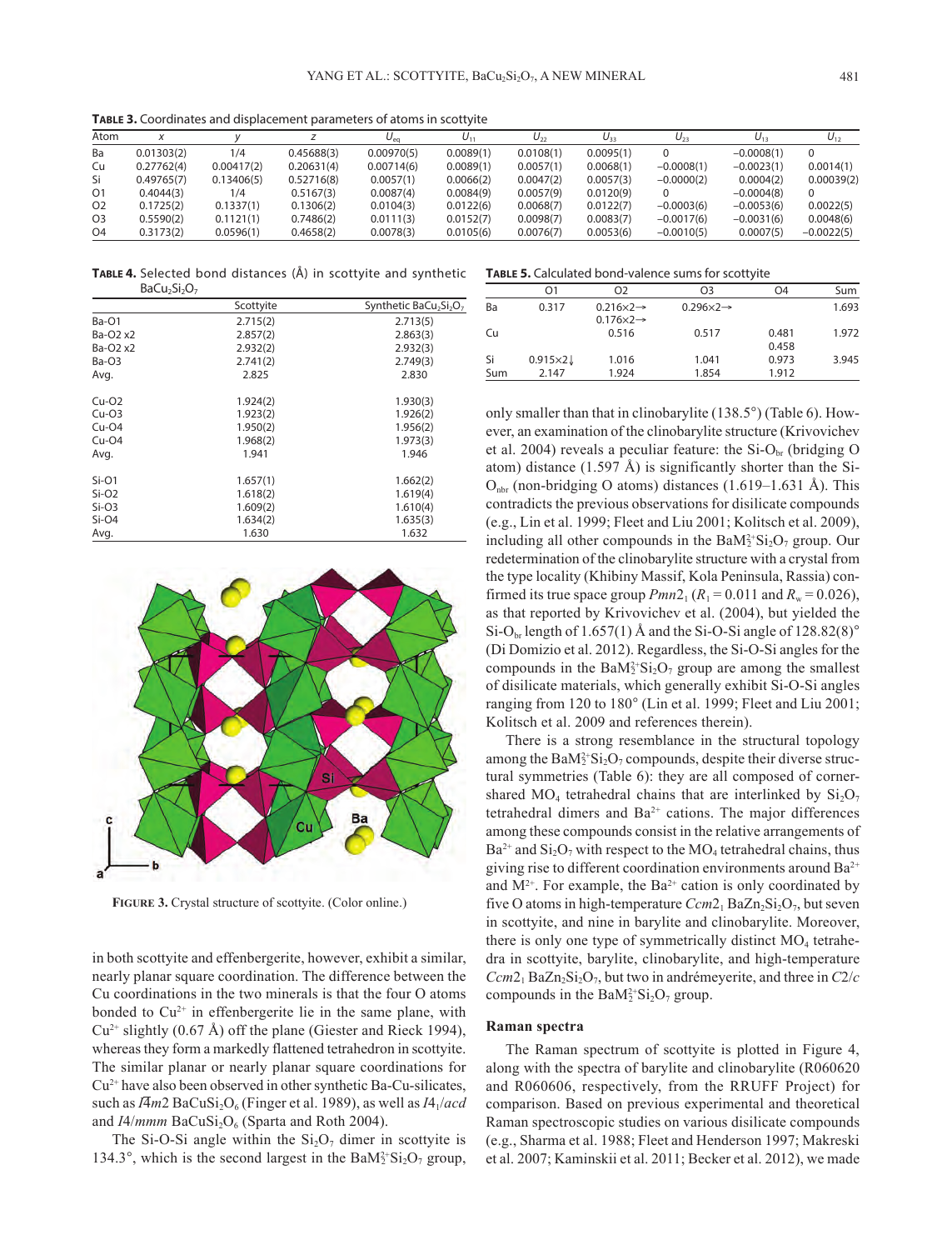**Table 3.** Coordinates and displacement parameters of atoms in scottyite

| Atom | $x$ | $y$ | $z$ | $U_{eq}$ | $U_{11}$ | $U_{22}$ | $U_{33}$ | $U_{23}$ | $U_{13}$ | $U_{12}$ |
|---|---|---|---|---|---|---|---|---|---|---|
| Ba | 0.01303(2) | 1/4 | 0.45688(3) | 0.00970(5) | 0.0089(1) | 0.0108(1) | 0.0095(1) | 0 | −0.0008(1) | 0 |
| Cu | 0.27762(4) | 0.00417(2) | 0.20631(4) | 0.00714(6) | 0.0089(1) | 0.0057(1) | 0.0068(1) | −0.0008(1) | −0.0023(1) | 0.0014(1) |
| Si | 0.49765(7) | 0.13406(5) | 0.52716(8) | 0.0057(1) | 0.0066(2) | 0.0047(2) | 0.0057(3) | −0.0000(2) | 0.0004(2) | 0.00039(2) |
| O1 | 0.4044(3) | 1/4 | 0.5167(3) | 0.0087(4) | 0.0084(9) | 0.0057(9) | 0.0120(9) | 0 | −0.0004(8) | 0 |
| O2 | 0.1725(2) | 0.1337(1) | 0.1306(2) | 0.0104(3) | 0.0122(6) | 0.0068(7) | 0.0122(7) | −0.0003(6) | −0.0053(6) | 0.0022(5) |
| O3 | 0.5590(2) | 0.1121(1) | 0.7486(2) | 0.0111(3) | 0.0152(7) | 0.0098(7) | 0.0083(7) | −0.0017(6) | −0.0031(6) | 0.0048(6) |
| O4 | 0.3173(2) | 0.0596(1) | 0.4658(2) | 0.0078(3) | 0.0105(6) | 0.0076(7) | 0.0053(6) | −0.0010(5) | 0.0007(5) | −0.0022(5) |

**Table 4.** Selected bond distances (Å) in scottyite and synthetic $BaCu_2Si_2O_7$

| | Scottyite | Synthetic $BaCu_2Si_2O_7$ |
|---|---|---|
| Ba-O1 | 2.715(2) | 2.713(5) |
| Ba-O2 x2 | 2.857(2) | 2.863(3) |
| Ba-O2 x2 | 2.932(2) | 2.932(3) |
| Ba-O3 | 2.741(2) | 2.749(3) |
| Avg. | 2.825 | 2.830 |
| | | |
| Cu-O2 | 1.924(2) | 1.930(3) |
| Cu-O3 | 1.923(2) | 1.926(2) |
| Cu-O4 | 1.950(2) | 1.956(2) |
| Cu-O4 | 1.968(2) | 1.973(3) |
| Avg. | 1.941 | 1.946 |
| | | |
| Si-O1 | 1.657(1) | 1.662(2) |
| Si-O2 | 1.618(2) | 1.619(4) |
| Si-O3 | 1.609(2) | 1.610(4) |
| Si-O4 | 1.634(2) | 1.635(3) |
| Avg. | 1.630 | 1.632 |

**Table 5.** Calculated bond-valence sums for scottyite

| | O1 | O2 | O3 | O4 | Sum |
|---|---|---|---|---|---|
| Ba | 0.317 | 0.216×2→ 0.176×2→ | 0.296×2→ | | 1.693 |
| Cu | | 0.516 | 0.517 | 0.481 0.458 | 1.972 |
| Si | 0.915×2↓ | 1.016 | 1.041 | 0.973 | 3.945 |
| Sum | 2.147 | 1.924 | 1.854 | 1.912 | |

**Figure 3.** Crystal structure of scottyite. (Color online.)

in both scottyite and effenbergerite, however, exhibit a similar, nearly planar square coordination. The difference between the Cu coordinations in the two minerals is that the four O atoms bonded to $Cu^{2+}$ in effenbergerite lie in the same plane, with $Cu^{2+}$ slightly (0.67 Å) off the plane (Giester and Rieck 1994), whereas they form a markedly flattened tetrahedron in scottyite. The similar planar or nearly planar square coordinations for $Cu^{2+}$ have also been observed in other synthetic Ba-Cu-silicates, such as $I\bar{4}m2$ $BaCuSi_2O_6$ (Finger et al. 1989), as well as $I4_1/acd$ and $I4/mmm$ $BaCuSi_2O_6$ (Sparta and Roth 2004).

The Si-O-Si angle within the $Si_2O_7$ dimer in scottyite is 134.3°, which is the second largest in the $BaM_2^{2+}Si_2O_7$ group, only smaller than that in clinobarylite (138.5°) (Table 6). However, an examination of the clinobarylite structure (Krivovichev et al. 2004) reveals a peculiar feature: the Si-$O_{br}$ (bridging O atom) distance (1.597 Å) is significantly shorter than the Si-$O_{nbr}$ (non-bridging O atoms) distances (1.619–1.631 Å). This contradicts the previous observations for disilicate compounds (e.g., Lin et al. 1999; Fleet and Liu 2001; Kolitsch et al. 2009), including all other compounds in the $BaM_2^{2+}Si_2O_7$ group. Our redetermination of the clinobarylite structure with a crystal from the type locality (Khibiny Massif, Kola Peninsula, Rassia) confirmed its true space group $Pmn2_1$ ($R_1$ = 0.011 and $R_w$ = 0.026), as that reported by Krivovichev et al. (2004), but yielded the Si-$O_{br}$ length of 1.657(1) Å and the Si-O-Si angle of 128.82(8)° (Di Domizio et al. 2012). Regardless, the Si-O-Si angles for the compounds in the $BaM_2^{2+}Si_2O_7$ group are among the smallest of disilicate materials, which generally exhibit Si-O-Si angles ranging from 120 to 180° (Lin et al. 1999; Fleet and Liu 2001; Kolitsch et al. 2009 and references therein).

There is a strong resemblance in the structural topology among the $BaM_2^{2+}Si_2O_7$ compounds, despite their diverse structural symmetries (Table 6): they are all composed of corner-shared $MO_4$ tetrahedral chains that are interlinked by $Si_2O_7$ tetrahedral dimers and $Ba^{2+}$ cations. The major differences among these compounds consist in the relative arrangements of $Ba^{2+}$ and $Si_2O_7$ with respect to the $MO_4$ tetrahedral chains, thus giving rise to different coordination environments around $Ba^{2+}$ and $M^{2+}$. For example, the $Ba^{2+}$ cation is only coordinated by five O atoms in high-temperature $Ccm2_1$ $BaZn_2Si_2O_7$, but seven in scottyite, and nine in barylite and clinobarylite. Moreover, there is only one type of symmetrically distinct $MO_4$ tetrahedra in scottyite, barylite, clinobarylite, and high-temperature $Ccm2_1$ $BaZn_2Si_2O_7$, but two in andrémeyerite, and three in $C2/c$ compounds in the $BaM_2^{2+}Si_2O_7$ group.

### Raman spectra

The Raman spectrum of scottyite is plotted in Figure 4, along with the spectra of barylite and clinobarylite (R060620 and R060606, respectively, from the RRUFF Project) for comparison. Based on previous experimental and theoretical Raman spectroscopic studies on various disilicate compounds (e.g., Sharma et al. 1988; Fleet and Henderson 1997; Makreski et al. 2007; Kaminskii et al. 2011; Becker et al. 2012), we made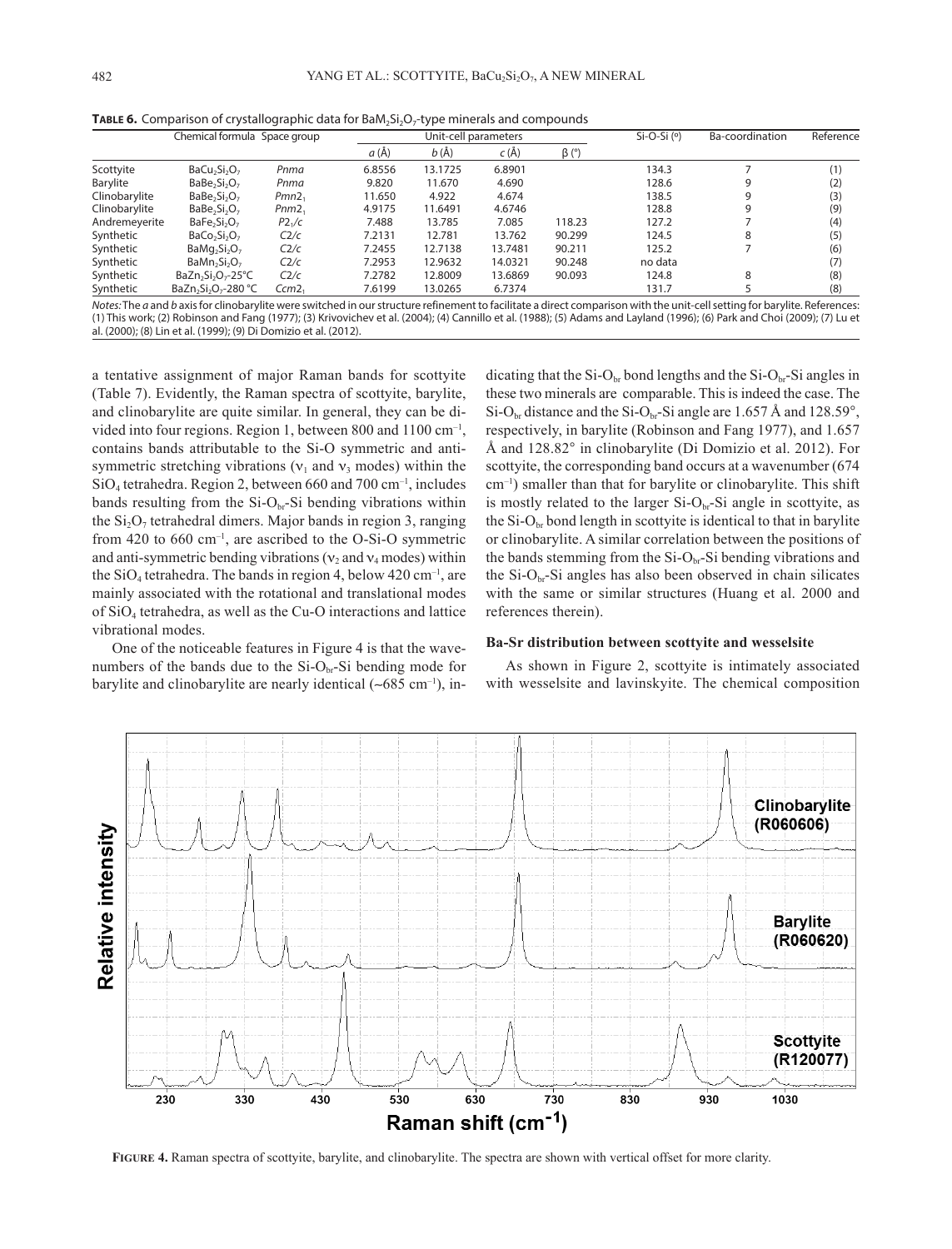**TABLE 6.** Comparison of crystallographic data for $BaM_2Si_2O_7$-type minerals and compounds

| | Chemical formula | Space group | Unit-cell parameters | | | | Si-O-Si (°) | Ba-coordination | Reference |
|---|---|---|---|---|---|---|---|---|---|
| | | | *a* (Å) | *b* (Å) | *c* (Å) | β (°) | | | |
| Scottyite | $BaCu_2Si_2O_7$ | *Pnma* | 6.8556 | 13.1725 | 6.8901 | | 134.3 | 7 | (1) |
| Barylite | $BaBe_2Si_2O_7$ | *Pnma* | 9.820 | 11.670 | 4.690 | | 128.6 | 9 | (2) |
| Clinobarylite | $BaBe_2Si_2O_7$ | $Pmn2_1$ | 11.650 | 4.922 | 4.674 | | 138.5 | 9 | (3) |
| Clinobarylite | $BaBe_2Si_2O_7$ | $Pnm2_1$ | 4.9175 | 11.6491 | 4.6746 | | 128.8 | 9 | (9) |
| Andremeyerite | $BaFe_2Si_2O_7$ | $P2_1/c$ | 7.488 | 13.785 | 7.085 | 118.23 | 127.2 | 7 | (4) |
| Synthetic | $BaCo_2Si_2O_7$ | *C*2/*c* | 7.2131 | 12.781 | 13.762 | 90.299 | 124.5 | 8 | (5) |
| Synthetic | $BaMg_2Si_2O_7$ | *C*2/*c* | 7.2455 | 12.7138 | 13.7481 | 90.211 | 125.2 | 7 | (6) |
| Synthetic | $BaMn_2Si_2O_7$ | *C*2/*c* | 7.2953 | 12.9632 | 14.0321 | 90.248 | no data | | (7) |
| Synthetic | $BaZn_2Si_2O_7$-25°C | *C*2/*c* | 7.2782 | 12.8009 | 13.6869 | 90.093 | 124.8 | 8 | (8) |
| Synthetic | $BaZn_2Si_2O_7$-280 °C | $Ccm2_1$ | 7.6199 | 13.0265 | 6.7374 | | 131.7 | 5 | (8) |

*Notes:* The *a* and *b* axis for clinobarylite were switched in our structure refinement to facilitate a direct comparison with the unit-cell setting for barylite. References: (1) This work; (2) Robinson and Fang (1977); (3) Krivovichev et al. (2004); (4) Cannillo et al. (1988); (5) Adams and Layland (1996); (6) Park and Choi (2009); (7) Lu et al. (2000); (8) Lin et al. (1999); (9) Di Domizio et al. (2012).

a tentative assignment of major Raman bands for scottyite (Table 7). Evidently, the Raman spectra of scottyite, barylite, and clinobarylite are quite similar. In general, they can be divided into four regions. Region 1, between 800 and 1100 $cm^{-1}$, contains bands attributable to the Si-O symmetric and anti-symmetric stretching vibrations ($\nu_1$ and $\nu_3$ modes) within the $SiO_4$ tetrahedra. Region 2, between 660 and 700 $cm^{-1}$, includes bands resulting from the $Si-O_{br}-Si$ bending vibrations within the $Si_2O_7$ tetrahedral dimers. Major bands in region 3, ranging from 420 to 660 $cm^{-1}$, are ascribed to the O-Si-O symmetric and anti-symmetric bending vibrations ($\nu_2$ and $\nu_4$ modes) within the $SiO_4$ tetrahedra. The bands in region 4, below 420 $cm^{-1}$, are mainly associated with the rotational and translational modes of $SiO_4$ tetrahedra, as well as the Cu-O interactions and lattice vibrational modes.

One of the noticeable features in Figure 4 is that the wavenumbers of the bands due to the $Si-O_{br}-Si$ bending mode for barylite and clinobarylite are nearly identical (~685 $cm^{-1}$), indicating that the $Si-O_{br}$ bond lengths and the $Si-O_{br}-Si$ angles in these two minerals are comparable. This is indeed the case. The $Si-O_{br}$ distance and the $Si-O_{br}-Si$ angle are 1.657 Å and 128.59°, respectively, in barylite (Robinson and Fang 1977), and 1.657 Å and 128.82° in clinobarylite (Di Domizio et al. 2012). For scottyite, the corresponding band occurs at a wavenumber (674 $cm^{-1}$) smaller than that for barylite or clinobarylite. This shift is mostly related to the larger $Si-O_{br}-Si$ angle in scottyite, as the $Si-O_{br}$ bond length in scottyite is identical to that in barylite or clinobarylite. A similar correlation between the positions of the bands stemming from the $Si-O_{br}-Si$ bending vibrations and the $Si-O_{br}-Si$ angles has also been observed in chain silicates with the same or similar structures (Huang et al. 2000 and references therein).

### Ba-Sr distribution between scottyite and wesselsite

As shown in Figure 2, scottyite is intimately associated with wesselsite and lavinskyite. The chemical composition

**FIGURE 4.** Raman spectra of scottyite, barylite, and clinobarylite. The spectra are shown with vertical offset for more clarity.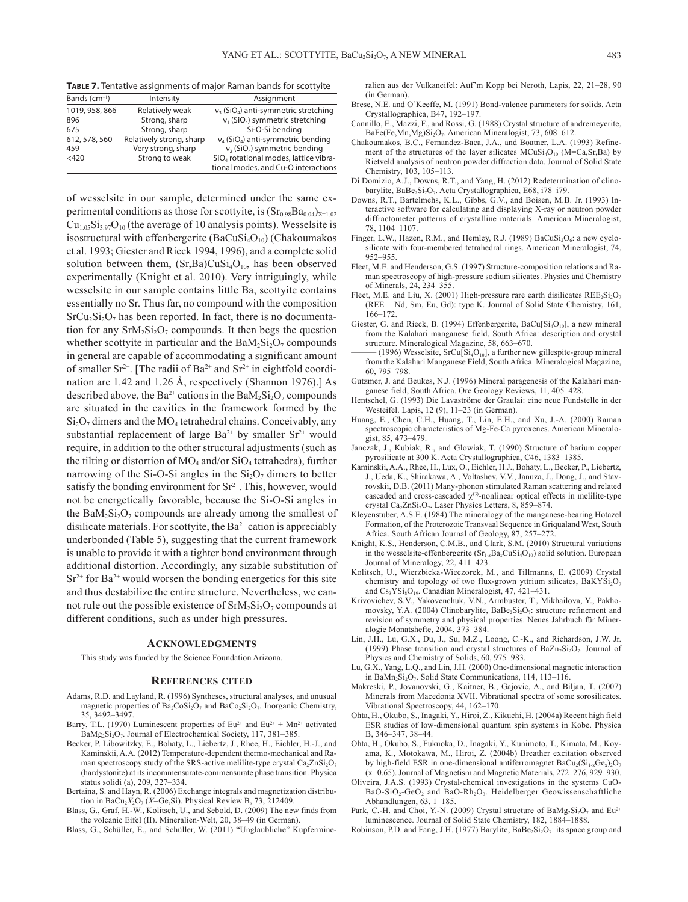**Table 7.** Tentative assignments of major Raman bands for scottyite

| Bands ($cm^{-1}$) | Intensity | Assignment |
|---|---|---|
| 1019, 958, 866 | Relatively weak | $\nu_3$ ($SiO_4$) anti-symmetric stretching |
| 896 | Strong, sharp | $\nu_1$ ($SiO_4$) symmetric stretching |
| 675 | Strong, sharp | Si-O-Si bending |
| 612, 578, 560 | Relatively strong, sharp | $\nu_4$ ($SiO_4$) anti-symmetric bending |
| 459 | Very strong, sharp | $\nu_2$ ($SiO_4$) symmetric bending |
| <420 | Strong to weak | $SiO_4$ rotational modes, lattice vibrational modes, and Cu-O interactions |

of wesselsite in our sample, determined under the same experimental conditions as those for scottyite, is $(Sr_{0.98}Ba_{0.04})_{\Sigma=1.02}Cu_{1.05}Si_{3.97}O_{10}$ (the average of 10 analysis points). Wesselsite is isostructural with effenbergerite ($BaCuSi_4O_{10}$) (Chakoumakos et al. 1993; Giester and Rieck 1994, 1996), and a complete solid solution between them, $(Sr,Ba)CuSi_4O_{10}$, has been observed experimentally (Knight et al. 2010). Very intriguingly, while wesselsite in our sample contains little Ba, scottyite contains essentially no Sr. Thus far, no compound with the composition $SrCu_2Si_2O_7$ has been reported. In fact, there is no documentation for any $SrM_2Si_2O_7$ compounds. It then begs the question whether scottyite in particular and the $BaM_2Si_2O_7$ compounds in general are capable of accommodating a significant amount of smaller $Sr^{2+}$. [The radii of $Ba^{2+}$ and $Sr^{2+}$ in eightfold coordination are 1.42 and 1.26 Å, respectively (Shannon 1976).] As described above, the $Ba^{2+}$ cations in the $BaM_2Si_2O_7$ compounds are situated in the cavities in the framework formed by the $Si_2O_7$ dimers and the $MO_4$ tetrahedral chains. Conceivably, any substantial replacement of large $Ba^{2+}$ by smaller $Sr^{2+}$ would require, in addition to the other structural adjustments (such as the tilting or distortion of $MO_4$ and/or $SiO_4$ tetrahedra), further narrowing of the Si-O-Si angles in the $Si_2O_7$ dimers to better satisfy the bonding environment for $Sr^{2+}$. This, however, would not be energetically favorable, because the Si-O-Si angles in the $BaM_2Si_2O_7$ compounds are already among the smallest of disilicate materials. For scottyite, the $Ba^{2+}$ cation is appreciably underbonded (Table 5), suggesting that the current framework is unable to provide it with a tighter bond environment through additional distortion. Accordingly, any sizable substitution of $Sr^{2+}$ for $Ba^{2+}$ would worsen the bonding energetics for this site and thus destabilize the entire structure. Nevertheless, we cannot rule out the possible existence of $SrM_2Si_2O_7$ compounds at different conditions, such as under high pressures.

## Acknowledgments

This study was funded by the Science Foundation Arizona.

## References cited

Adams, R.D. and Layland, R. (1996) Syntheses, structural analyses, and unusual magnetic properties of $Ba_2CoSi_2O_7$ and $BaCo_2Si_2O_7$. Inorganic Chemistry, 35, 3492–3497.

Barry, T.L. (1970) Luminescent properties of $Eu^{2+}$ and $Eu^{2+}$ + $Mn^{2+}$ activated $BaMg_2Si_2O_7$. Journal of Electrochemical Society, 117, 381–385.

Becker, P. Libowitzky, E., Bohaty, L., Liebertz, J., Rhee, H., Eichler, H.-J., and Kaminskii, A.A. (2012) Temperature-dependent thermo-mechanical and Raman spectroscopy study of the SRS-active melilite-type crystal $Ca_2ZnSi_2O_7$ (hardystonite) at its incommensurate-commensurate phase transition. Physica status solidi (a), 209, 327–334.

Bertaina, S. and Hayn, R. (2006) Exchange integrals and magnetization distribution in $BaCu_2X_2O_7$ ($X$=Ge,Si). Physical Review B, 73, 212409.

Blass, G., Graf, H.-W., Kolitsch, U., and Sebold, D. (2009) The new finds from the volcanic Eifel (II). Mineralien-Welt, 20, 38–49 (in German).

Blass, G., Schüller, E., and Schüller, W. (2011) "Unglaubliche" Kupfermineralien aus der Vulkaneifel: Auf'm Kopp bei Neroth, Lapis, 22, 21–28, 90 (in German).

Brese, N.E. and O'Keeffe, M. (1991) Bond-valence parameters for solids. Acta Crystallographica, B47, 192–197.

Cannillo, E., Mazzi, F., and Rossi, G. (1988) Crystal structure of andremeyerite, $BaFe(Fe,Mn,Mg)Si_2O_7$. American Mineralogist, 73, 608–612.

Chakoumakos, B.C., Fernandez-Baca, J.A., and Boatner, L.A. (1993) Refinement of the structures of the layer silicates $MCuSi_4O_{10}$ (M=Ca,Sr,Ba) by Rietveld analysis of neutron powder diffraction data. Journal of Solid State Chemistry, 103, 105–113.

Di Domizio, A.J., Downs, R.T., and Yang, H. (2012) Redetermination of clinobarylite, $BaBe_2Si_2O_7$. Acta Crystallographica, E68, i78–i79.

Downs, R.T., Bartelmehs, K.L., Gibbs, G.V., and Boisen, M.B. Jr. (1993) Interactive software for calculating and displaying X-ray or neutron powder diffractometer patterns of crystalline materials. American Mineralogist, 78, 1104–1107.

Finger, L.W., Hazen, R.M., and Hemley, R.J. (1989) $BaCuSi_2O_6$: a new cyclosilicate with four-membered tetrahedral rings. American Mineralogist, 74, 952–955.

Fleet, M.E. and Henderson, G.S. (1997) Structure-composition relations and Raman spectroscopy of high-pressure sodium silicates. Physics and Chemistry of Minerals, 24, 234–355.

Fleet, M.E. and Liu, X. (2001) High-pressure rare earth disilicates $REE_2Si_2O_7$ (REE = Nd, Sm, Eu, Gd): type K. Journal of Solid State Chemistry, 161, 166–172.

Giester, G. and Rieck, B. (1994) Effenbergerite, $BaCu[Si_4O_{10}]$, a new mineral from the Kalahari manganese field, South Africa: description and crystal structure. Mineralogical Magazine, 58, 663–670.

——— (1996) Wesselsite, $SrCu[Si_4O_{10}]$, a further new gillespite-group mineral from the Kalahari Manganese Field, South Africa. Mineralogical Magazine, 60, 795–798.

Gutzmer, J. and Beukes, N.J. (1996) Mineral paragenesis of the Kalahari manganese field, South Africa. Ore Geology Reviews, 11, 405–428.

Hentschel, G. (1993) Die Lavaströme der Graulai: eine neue Fundstelle in der Westeifel. Lapis, 12 (9), 11–23 (in German).

Huang, E., Chen, C.H., Huang, T., Lin, E.H., and Xu, J.-A. (2000) Raman spectroscopic characteristics of Mg-Fe-Ca pyroxenes. American Mineralogist, 85, 473–479.

Janczak, J., Kubiak, R., and Glowiak, T. (1990) Structure of barium copper pyrosilicate at 300 K. Acta Crystallographica, C46, 1383–1385.

Kaminskii, A.A., Rhee, H., Lux, O., Eichler, H.J., Bohaty, L., Becker, P., Liebertz, J., Ueda, K., Shirakawa, A., Voltashev, V.V., Januza, J., Dong, J., and Stavrovskii, D.B. (2011) Many-phonon stimulated Raman scattering and related cascaded and cross-cascaded $\chi^{(3)}$-nonlinear optical effects in melilite-type crystal $Ca_2ZnSi_2O_7$. Laser Physics Letters, 8, 859–874.

Kleyenstuber, A.S.E. (1984) The mineralogy of the manganese-bearing Hotazel Formation, of the Proterozoic Transvaal Sequence in Griqualand West, South Africa. South African Journal of Geology, 87, 257–272.

Knight, K.S., Henderson, C.M.B., and Clark, S.M. (2010) Structural variations in the wesselsite-effenbergerite ($Sr_{1-x}Ba_xCuSi_4O_{10}$) solid solution. European Journal of Mineralogy, 22, 411–423.

Kolitsch, U., Wierzbicka-Wieczorek, M., and Tillmanns, E. (2009) Crystal chemistry and topology of two flux-grown yttrium silicates, $BaKYSi_2O_7$ and $Cs_3YSi_8O_{19}$. Canadian Mineralogist, 47, 421–431.

Krivovichev, S.V., Yakovenchuk, V.N., Armbuster, T., Mikhailova, Y., Pakhomovsky, Y.A. (2004) Clinobarylite, $BaBe_2Si_2O_7$: structure refinement and revision of symmetry and physical properties. Neues Jahrbuch für Mineralogie Monatshefte, 2004, 373–384.

Lin, J.H., Lu, G.X., Du, J., Su, M.Z., Loong, C.-K., and Richardson, J.W. Jr. (1999) Phase transition and crystal structures of $BaZn_2Si_2O_7$. Journal of Physics and Chemistry of Solids, 60, 975–983.

Lu, G.X., Yang, L.Q., and Lin, J.H. (2000) One-dimensional magnetic interaction in $BaMn_2Si_2O_7$. Solid State Communications, 114, 113–116.

Makreski, P., Jovanovski, G., Kaitner, B., Gajovic, A., and Biljan, T. (2007) Minerals from Macedonia XVII. Vibrational spectra of some sorosilicates. Vibrational Spectroscopy, 44, 162–170.

Ohta, H., Okubo, S., Inagaki, Y., Hiroi, Z., Kikuchi, H. (2004a) Recent high field ESR studies of low-dimensional quantum spin systems in Kobe. Physica B, 346–347, 38–44.

Ohta, H., Okubo, S., Fukuoka, D., Inagaki, Y., Kunimoto, T., Kimata, M., Koyama, K., Motokawa, M., Hiroi, Z. (2004b) Breather excitation observed by high-field ESR in one-dimensional antiferromagnet $BaCu_2(Si_{1-x}Ge_x)_2O_7$ (x=0.65). Journal of Magnetism and Magnetic Materials, 272–276, 929–930.

Oliveira, J.A.S. (1993) Crystal-chemical investigations in the systems CuO-BaO-$SiO_2$-$GeO_2$ and BaO-$Rh_2O_3$. Heidelberger Geowissenschaftliche Abhandlungen, 63, 1–185.

Park, C.-H. and Choi, Y.-N. (2009) Crystal structure of $BaMg_2Si_2O_7$ and $Eu^{2+}$ luminescence. Journal of Solid State Chemistry, 182, 1884–1888.

Robinson, P.D. and Fang, J.H. (1977) Barylite, $BaBe_2Si_2O_7$: its space group and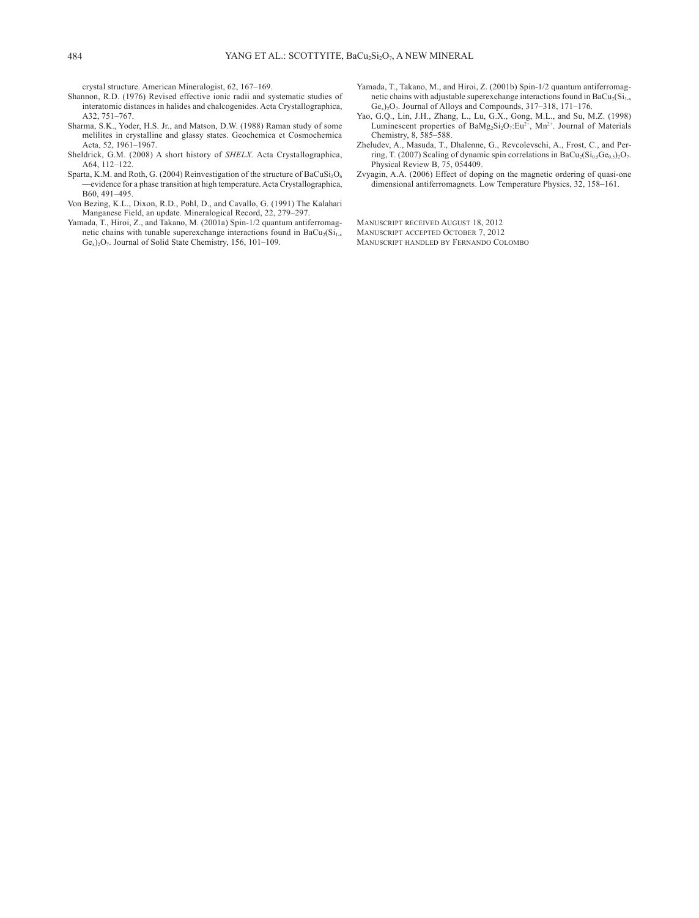crystal structure. American Mineralogist, 62, 167–169.

Shannon, R.D. (1976) Revised effective ionic radii and systematic studies of interatomic distances in halides and chalcogenides. Acta Crystallographica, A32, 751–767.

Sharma, S.K., Yoder, H.S. Jr., and Matson, D.W. (1988) Raman study of some melilites in crystalline and glassy states. Geochemica et Cosmochemica Acta, 52, 1961–1967.

Sheldrick, G.M. (2008) A short history of *SHELX*. Acta Crystallographica, A64, 112–122.

Sparta, K.M. and Roth, G. (2004) Reinvestigation of the structure of $BaCuSi_2O_6$—evidence for a phase transition at high temperature. Acta Crystallographica, B60, 491–495.

Von Bezing, K.L., Dixon, R.D., Pohl, D., and Cavallo, G. (1991) The Kalahari Manganese Field, an update. Mineralogical Record, 22, 279–297.

Yamada, T., Hiroi, Z., and Takano, M. (2001a) Spin-1/2 quantum antiferromagnetic chains with tunable superexchange interactions found in $BaCu_2(Si_{1-x}Ge_x)_2O_7$. Journal of Solid State Chemistry, 156, 101–109.

Yamada, T., Takano, M., and Hiroi, Z. (2001b) Spin-1/2 quantum antiferromagnetic chains with adjustable superexchange interactions found in $BaCu_2(Si_{1-x}Ge_x)_2O_7$. Journal of Alloys and Compounds, 317–318, 171–176.

Yao, G.Q., Lin, J.H., Zhang, L., Lu, G.X., Gong, M.L., and Su, M.Z. (1998) Luminescent properties of $BaMg_2Si_2O_7$:$Eu^{2+}$, $Mn^{2+}$. Journal of Materials Chemistry, 8, 585–588.

Zheludev, A., Masuda, T., Dhalenne, G., Revcolevschi, A., Frost, C., and Perring, T. (2007) Scaling of dynamic spin correlations in $BaCu_2(Si_{0.5}Ge_{0.5})_2O_7$. Physical Review B, 75, 054409.

Zvyagin, A.A. (2006) Effect of doping on the magnetic ordering of quasi-one dimensional antiferromagnets. Low Temperature Physics, 32, 158–161.

Manuscript received August 18, 2012
Manuscript accepted October 7, 2012
Manuscript handled by Fernando Colombo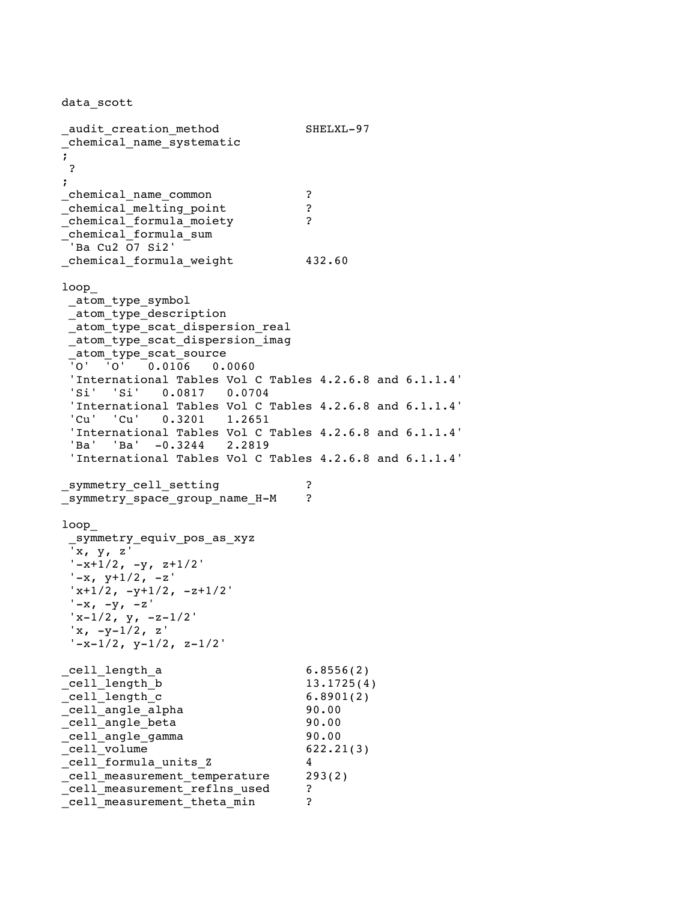```
data_scott

_audit_creation_method            SHELXL-97
_chemical_name_systematic
;
 ?
;
_chemical_name_common             ?
_chemical_melting_point           ?
_chemical_formula_moiety          ?
_chemical_formula_sum
 'Ba Cu2 O7 Si2'
_chemical_formula_weight          432.60

loop_
 _atom_type_symbol
 _atom_type_description
 _atom_type_scat_dispersion_real
 _atom_type_scat_dispersion_imag
 _atom_type_scat_source
 'O'  'O'   0.0106   0.0060
 'International Tables Vol C Tables 4.2.6.8 and 6.1.1.4'
 'Si'  'Si'   0.0817   0.0704
 'International Tables Vol C Tables 4.2.6.8 and 6.1.1.4'
 'Cu'  'Cu'   0.3201   1.2651
 'International Tables Vol C Tables 4.2.6.8 and 6.1.1.4'
 'Ba'  'Ba'  -0.3244   2.2819
 'International Tables Vol C Tables 4.2.6.8 and 6.1.1.4'

_symmetry_cell_setting            ?
_symmetry_space_group_name_H-M    ?

loop_
 _symmetry_equiv_pos_as_xyz
 'x, y, z'
 '-x+1/2, -y, z+1/2'
 '-x, y+1/2, -z'
 'x+1/2, -y+1/2, -z+1/2'
 '-x, -y, -z'
 'x-1/2, y, -z-1/2'
 'x, -y-1/2, z'
 '-x-1/2, y-1/2, z-1/2'

_cell_length_a                    6.8556(2)
_cell_length_b                    13.1725(4)
_cell_length_c                    6.8901(2)
_cell_angle_alpha                 90.00
_cell_angle_beta                  90.00
_cell_angle_gamma                 90.00
_cell_volume                      622.21(3)
_cell_formula_units_Z             4
_cell_measurement_temperature     293(2)
_cell_measurement_reflns_used     ?
_cell_measurement_theta_min       ?
```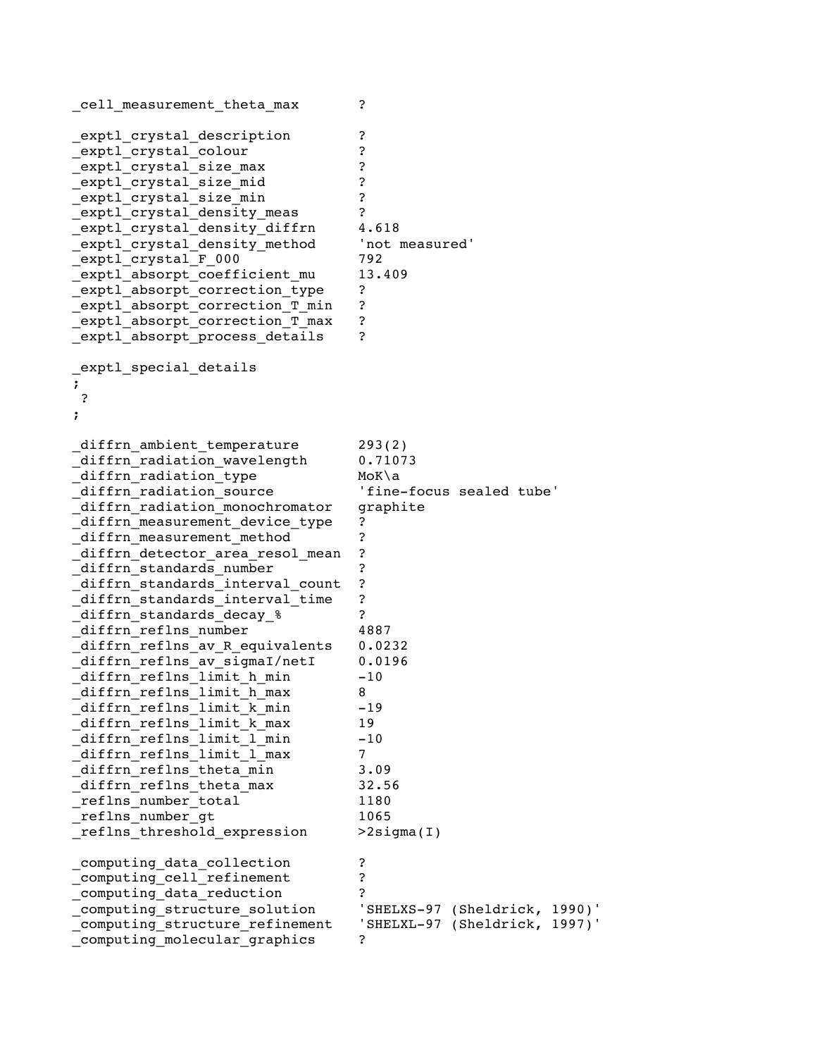```
_cell_measurement_theta_max       ?

_exptl_crystal_description        ?
_exptl_crystal_colour             ?
_exptl_crystal_size_max           ?
_exptl_crystal_size_mid           ?
_exptl_crystal_size_min           ?
_exptl_crystal_density_meas       ?
_exptl_crystal_density_diffrn     4.618
_exptl_crystal_density_method     'not measured'
_exptl_crystal_F_000              792
_exptl_absorpt_coefficient_mu     13.409
_exptl_absorpt_correction_type    ?
_exptl_absorpt_correction_T_min   ?
_exptl_absorpt_correction_T_max   ?
_exptl_absorpt_process_details    ?

_exptl_special_details
;
 ?
;

_diffrn_ambient_temperature       293(2)
_diffrn_radiation_wavelength      0.71073
_diffrn_radiation_type            MoK\a
_diffrn_radiation_source          'fine-focus sealed tube'
_diffrn_radiation_monochromator   graphite
_diffrn_measurement_device_type   ?
_diffrn_measurement_method        ?
_diffrn_detector_area_resol_mean  ?
_diffrn_standards_number          ?
_diffrn_standards_interval_count  ?
_diffrn_standards_interval_time   ?
_diffrn_standards_decay_%         ?
_diffrn_reflns_number             4887
_diffrn_reflns_av_R_equivalents   0.0232
_diffrn_reflns_av_sigmaI/netI     0.0196
_diffrn_reflns_limit_h_min        -10
_diffrn_reflns_limit_h_max        8
_diffrn_reflns_limit_k_min        -19
_diffrn_reflns_limit_k_max        19
_diffrn_reflns_limit_l_min        -10
_diffrn_reflns_limit_l_max        7
_diffrn_reflns_theta_min          3.09
_diffrn_reflns_theta_max          32.56
_reflns_number_total              1180
_reflns_number_gt                 1065
_reflns_threshold_expression      >2sigma(I)

_computing_data_collection        ?
_computing_cell_refinement        ?
_computing_data_reduction         ?
_computing_structure_solution     'SHELXS-97 (Sheldrick, 1990)'
_computing_structure_refinement   'SHELXL-97 (Sheldrick, 1997)'
_computing_molecular_graphics     ?
```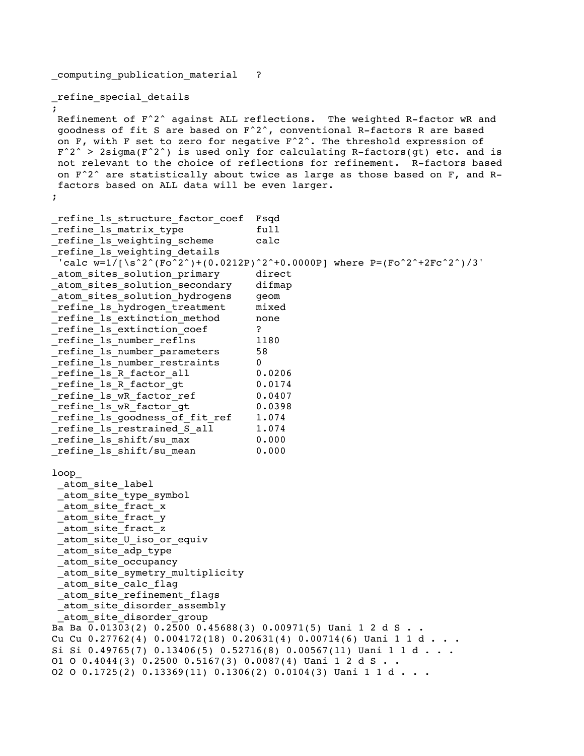```
_computing_publication_material   ?

_refine_special_details
;
 Refinement of F^2^ against ALL reflections.  The weighted R-factor wR and
 goodness of fit S are based on F^2^, conventional R-factors R are based
 on F, with F set to zero for negative F^2^. The threshold expression of
 F^2^ > 2sigma(F^2^) is used only for calculating R-factors(gt) etc. and is
 not relevant to the choice of reflections for refinement.  R-factors based
 on F^2^ are statistically about twice as large as those based on F, and R-
 factors based on ALL data will be even larger.
;

_refine_ls_structure_factor_coef  Fsqd
_refine_ls_matrix_type            full
_refine_ls_weighting_scheme       calc
_refine_ls_weighting_details
 'calc w=1/[\s^2^(Fo^2^)+(0.0212P)^2^+0.0000P] where P=(Fo^2^+2Fc^2^)/3'
_atom_sites_solution_primary      direct
_atom_sites_solution_secondary    difmap
_atom_sites_solution_hydrogens    geom
_refine_ls_hydrogen_treatment     mixed
_refine_ls_extinction_method      none
_refine_ls_extinction_coef        ?
_refine_ls_number_reflns          1180
_refine_ls_number_parameters      58
_refine_ls_number_restraints      0
_refine_ls_R_factor_all           0.0206
_refine_ls_R_factor_gt            0.0174
_refine_ls_wR_factor_ref          0.0407
_refine_ls_wR_factor_gt           0.0398
_refine_ls_goodness_of_fit_ref    1.074
_refine_ls_restrained_S_all       1.074
_refine_ls_shift/su_max           0.000
_refine_ls_shift/su_mean          0.000

loop_
 _atom_site_label
 _atom_site_type_symbol
 _atom_site_fract_x
 _atom_site_fract_y
 _atom_site_fract_z
 _atom_site_U_iso_or_equiv
 _atom_site_adp_type
 _atom_site_occupancy
 _atom_site_symmetry_multiplicity
 _atom_site_calc_flag
 _atom_site_refinement_flags
 _atom_site_disorder_assembly
 _atom_site_disorder_group
Ba Ba 0.01303(2) 0.2500 0.45688(3) 0.00971(5) Uani 1 2 d S . .
Cu Cu 0.27762(4) 0.004172(18) 0.20631(4) 0.00714(6) Uani 1 1 d . . .
Si Si 0.49765(7) 0.13406(5) 0.52716(8) 0.00567(11) Uani 1 1 d . . .
O1 O 0.4044(3) 0.2500 0.5167(3) 0.0087(4) Uani 1 2 d S . .
O2 O 0.1725(2) 0.13369(11) 0.1306(2) 0.0104(3) Uani 1 1 d . . .
```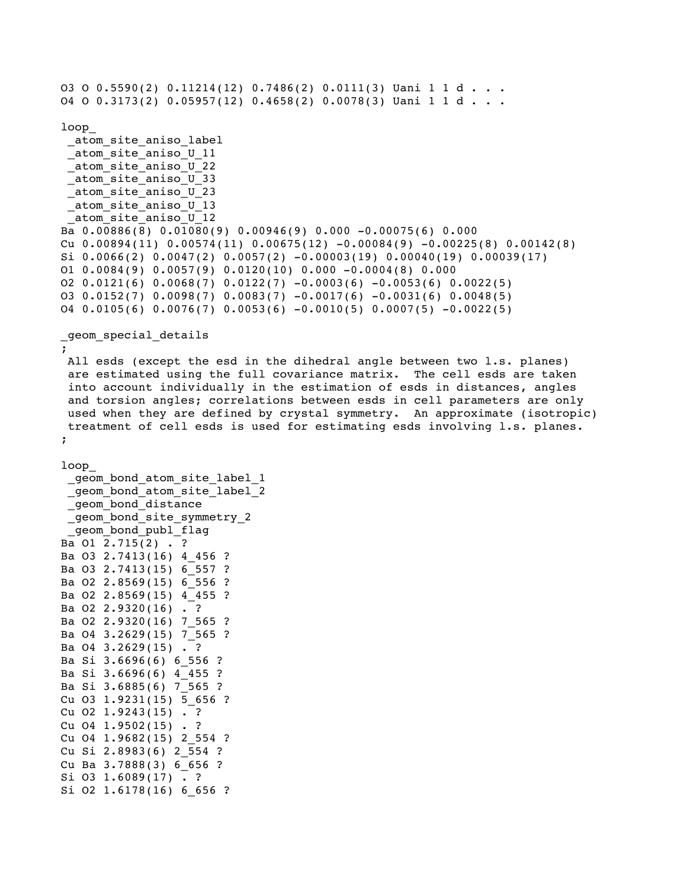```
O3 O 0.5590(2) 0.11214(12) 0.7486(2) 0.0111(3) Uani 1 1 d . . .
O4 O 0.3173(2) 0.05957(12) 0.4658(2) 0.0078(3) Uani 1 1 d . . .

loop_
 _atom_site_aniso_label
 _atom_site_aniso_U_11
 _atom_site_aniso_U_22
 _atom_site_aniso_U_33
 _atom_site_aniso_U_23
 _atom_site_aniso_U_13
 _atom_site_aniso_U_12
Ba 0.00886(8) 0.01080(9) 0.00946(9) 0.000 -0.00075(6) 0.000
Cu 0.00894(11) 0.00574(11) 0.00675(12) -0.00084(9) -0.00225(8) 0.00142(8)
Si 0.0066(2) 0.0047(2) 0.0057(2) -0.00003(19) 0.00040(19) 0.00039(17)
O1 0.0084(9) 0.0057(9) 0.0120(10) 0.000 -0.0004(8) 0.000
O2 0.0121(6) 0.0068(7) 0.0122(7) -0.0003(6) -0.0053(6) 0.0022(5)
O3 0.0152(7) 0.0098(7) 0.0083(7) -0.0017(6) -0.0031(6) 0.0048(5)
O4 0.0105(6) 0.0076(7) 0.0053(6) -0.0010(5) 0.0007(5) -0.0022(5)

_geom_special_details
;
 All esds (except the esd in the dihedral angle between two l.s. planes)
 are estimated using the full covariance matrix.  The cell esds are taken
 into account individually in the estimation of esds in distances, angles
 and torsion angles; correlations between esds in cell parameters are only
 used when they are defined by crystal symmetry.  An approximate (isotropic)
 treatment of cell esds is used for estimating esds involving l.s. planes.
;

loop_
 _geom_bond_atom_site_label_1
 _geom_bond_atom_site_label_2
 _geom_bond_distance
 _geom_bond_site_symmetry_2
 _geom_bond_publ_flag
Ba O1 2.715(2) . ?
Ba O3 2.7413(16) 4_456 ?
Ba O3 2.7413(15) 6_557 ?
Ba O2 2.8569(15) 6_556 ?
Ba O2 2.8569(15) 4_455 ?
Ba O2 2.9320(16) . ?
Ba O2 2.9320(16) 7_565 ?
Ba O4 3.2629(15) 7_565 ?
Ba O4 3.2629(15) . ?
Ba Si 3.6696(6) 6_556 ?
Ba Si 3.6696(6) 4_455 ?
Ba Si 3.6885(6) 7_565 ?
Cu O3 1.9231(15) 5_656 ?
Cu O2 1.9243(15) . ?
Cu O4 1.9502(15) . ?
Cu O4 1.9682(15) 2_554 ?
Cu Si 2.8983(6) 2_554 ?
Cu Ba 3.7888(3) 6_656 ?
Si O3 1.6089(17) . ?
Si O2 1.6178(16) 6_656 ?
```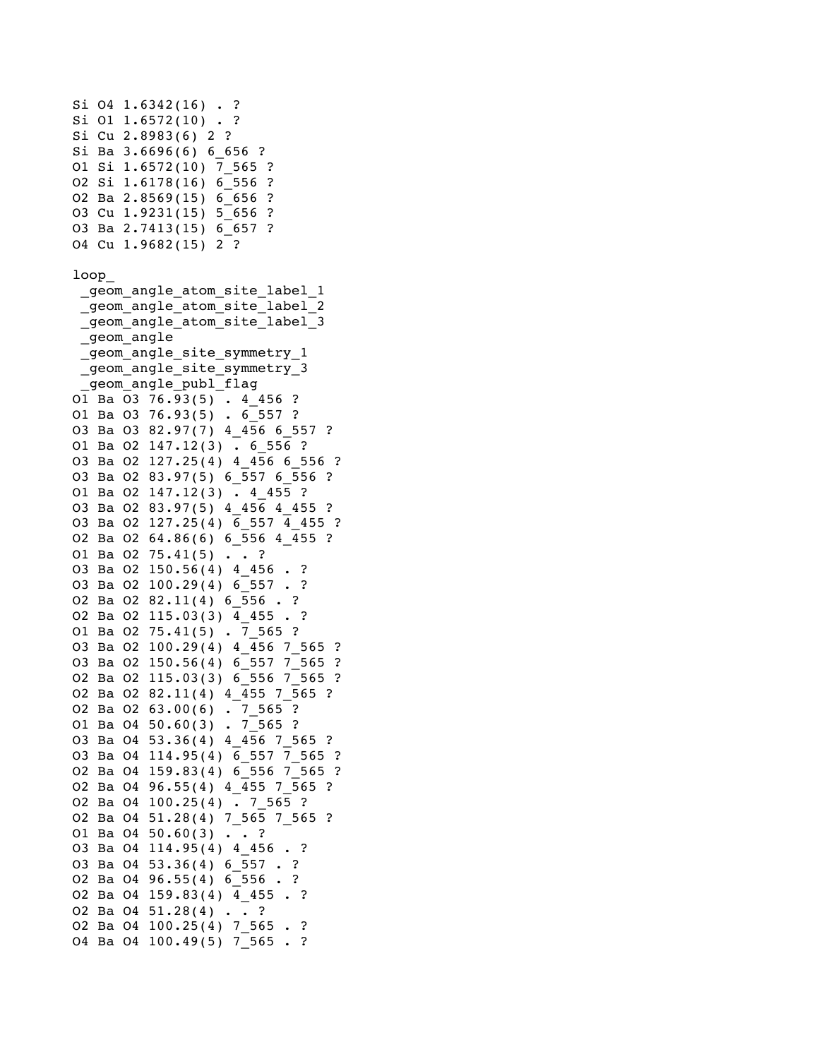```
Si O4 1.6342(16) . ?
Si O1 1.6572(10) . ?
Si Cu 2.8983(6) 2 ?
Si Ba 3.6696(6) 6_656 ?
O1 Si 1.6572(10) 7_565 ?
O2 Si 1.6178(16) 6_556 ?
O2 Ba 2.8569(15) 6_656 ?
O3 Cu 1.9231(15) 5_656 ?
O3 Ba 2.7413(15) 6_657 ?
O4 Cu 1.9682(15) 2 ?

loop_
 _geom_angle_atom_site_label_1
 _geom_angle_atom_site_label_2
 _geom_angle_atom_site_label_3
 _geom_angle
 _geom_angle_site_symmetry_1
 _geom_angle_site_symmetry_3
 _geom_angle_publ_flag
O1 Ba O3 76.93(5) . 4_456 ?
O1 Ba O3 76.93(5) . 6_557 ?
O3 Ba O3 82.97(7) 4_456 6_557 ?
O1 Ba O2 147.12(3) . 6_556 ?
O3 Ba O2 127.25(4) 4_456 6_556 ?
O3 Ba O2 83.97(5) 6_557 6_556 ?
O1 Ba O2 147.12(3) . 4_455 ?
O3 Ba O2 83.97(5) 4_456 4_455 ?
O3 Ba O2 127.25(4) 6_557 4_455 ?
O2 Ba O2 64.86(6) 6_556 4_455 ?
O1 Ba O2 75.41(5) . . ?
O3 Ba O2 150.56(4) 4_456 . ?
O3 Ba O2 100.29(4) 6_557 . ?
O2 Ba O2 82.11(4) 6_556 . ?
O2 Ba O2 115.03(3) 4_455 . ?
O1 Ba O2 75.41(5) . 7_565 ?
O3 Ba O2 100.29(4) 4_456 7_565 ?
O3 Ba O2 150.56(4) 6_557 7_565 ?
O2 Ba O2 115.03(3) 6_556 7_565 ?
O2 Ba O2 82.11(4) 4_455 7_565 ?
O2 Ba O2 63.00(6) . 7_565 ?
O1 Ba O4 50.60(3) . 7_565 ?
O3 Ba O4 53.36(4) 4_456 7_565 ?
O3 Ba O4 114.95(4) 6_557 7_565 ?
O2 Ba O4 159.83(4) 6_556 7_565 ?
O2 Ba O4 96.55(4) 4_455 7_565 ?
O2 Ba O4 100.25(4) . 7_565 ?
O2 Ba O4 51.28(4) 7_565 7_565 ?
O1 Ba O4 50.60(3) . . ?
O3 Ba O4 114.95(4) 4_456 . ?
O3 Ba O4 53.36(4) 6_557 . ?
O2 Ba O4 96.55(4) 6_556 . ?
O2 Ba O4 159.83(4) 4_455 . ?
O2 Ba O4 51.28(4) . . ?
O2 Ba O4 100.25(4) 7_565 . ?
O4 Ba O4 100.49(5) 7_565 . ?
```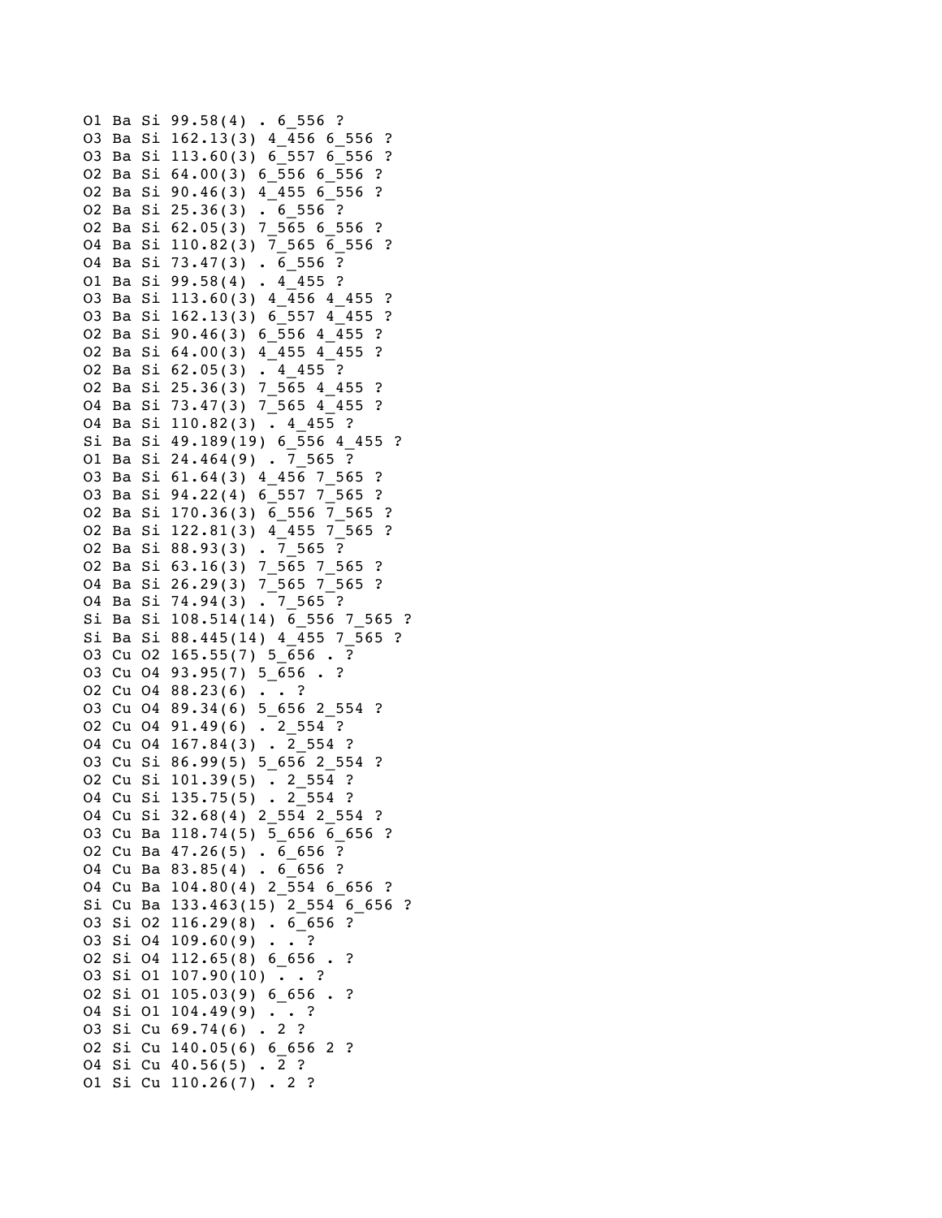```
O1 Ba Si 99.58(4) . 6_556 ?
O3 Ba Si 162.13(3) 4_456 6_556 ?
O3 Ba Si 113.60(3) 6_557 6_556 ?
O2 Ba Si 64.00(3) 6_556 6_556 ?
O2 Ba Si 90.46(3) 4_455 6_556 ?
O2 Ba Si 25.36(3) . 6_556 ?
O2 Ba Si 62.05(3) 7_565 6_556 ?
O4 Ba Si 110.82(3) 7_565 6_556 ?
O4 Ba Si 73.47(3) . 6_556 ?
O1 Ba Si 99.58(4) . 4_455 ?
O3 Ba Si 113.60(3) 4_456 4_455 ?
O3 Ba Si 162.13(3) 6_557 4_455 ?
O2 Ba Si 90.46(3) 6_556 4_455 ?
O2 Ba Si 64.00(3) 4_455 4_455 ?
O2 Ba Si 62.05(3) . 4_455 ?
O2 Ba Si 25.36(3) 7_565 4_455 ?
O4 Ba Si 73.47(3) 7_565 4_455 ?
O4 Ba Si 110.82(3) . 4_455 ?
Si Ba Si 49.189(19) 6_556 4_455 ?
O1 Ba Si 24.464(9) . 7_565 ?
O3 Ba Si 61.64(3) 4_456 7_565 ?
O3 Ba Si 94.22(4) 6_557 7_565 ?
O2 Ba Si 170.36(3) 6_556 7_565 ?
O2 Ba Si 122.81(3) 4_455 7_565 ?
O2 Ba Si 88.93(3) . 7_565 ?
O2 Ba Si 63.16(3) 7_565 7_565 ?
O4 Ba Si 26.29(3) 7_565 7_565 ?
O4 Ba Si 74.94(3) . 7_565 ?
Si Ba Si 108.514(14) 6_556 7_565 ?
Si Ba Si 88.445(14) 4_455 7_565 ?
O3 Cu O2 165.55(7) 5_656 . ?
O3 Cu O4 93.95(7) 5_656 . ?
O2 Cu O4 88.23(6) . . ?
O3 Cu O4 89.34(6) 5_656 2_554 ?
O2 Cu O4 91.49(6) . 2_554 ?
O4 Cu O4 167.84(3) . 2_554 ?
O3 Cu Si 86.99(5) 5_656 2_554 ?
O2 Cu Si 101.39(5) . 2_554 ?
O4 Cu Si 135.75(5) . 2_554 ?
O4 Cu Si 32.68(4) 2_554 2_554 ?
O3 Cu Ba 118.74(5) 5_656 6_656 ?
O2 Cu Ba 47.26(5) . 6_656 ?
O4 Cu Ba 83.85(4) . 6_656 ?
O4 Cu Ba 104.80(4) 2_554 6_656 ?
Si Cu Ba 133.463(15) 2_554 6_656 ?
O3 Si O2 116.29(8) . 6_656 ?
O3 Si O4 109.60(9) . . ?
O2 Si O4 112.65(8) 6_656 . ?
O3 Si O1 107.90(10) . . ?
O2 Si O1 105.03(9) 6_656 . ?
O4 Si O1 104.49(9) . . ?
O3 Si Cu 69.74(6) . 2 ?
O2 Si Cu 140.05(6) 6_656 2 ?
O4 Si Cu 40.56(5) . 2 ?
O1 Si Cu 110.26(7) . 2 ?
```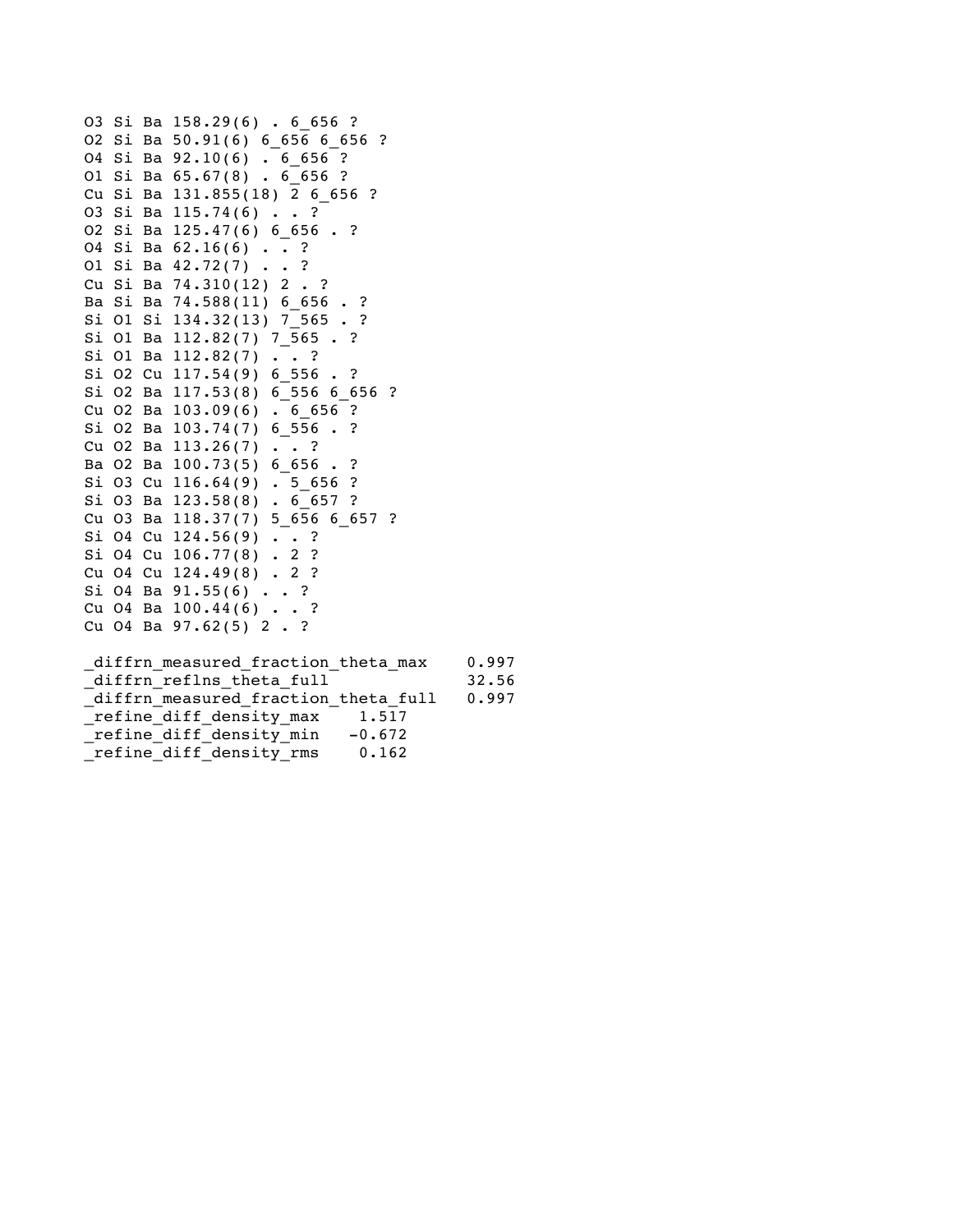```
O3 Si Ba 158.29(6) . 6_656 ?
O2 Si Ba 50.91(6) 6_656 6_656 ?
O4 Si Ba 92.10(6) . 6_656 ?
O1 Si Ba 65.67(8) . 6_656 ?
Cu Si Ba 131.855(18) 2 6_656 ?
O3 Si Ba 115.74(6) . . ?
O2 Si Ba 125.47(6) 6_656 . ?
O4 Si Ba 62.16(6) . . ?
O1 Si Ba 42.72(7) . . ?
Cu Si Ba 74.310(12) 2 . ?
Ba Si Ba 74.588(11) 6_656 . ?
Si O1 Si 134.32(13) 7_565 . ?
Si O1 Ba 112.82(7) 7_565 . ?
Si O1 Ba 112.82(7) . . ?
Si O2 Cu 117.54(9) 6_556 . ?
Si O2 Ba 117.53(8) 6_556 6_656 ?
Cu O2 Ba 103.09(6) . 6_656 ?
Si O2 Ba 103.74(7) 6_556 . ?
Cu O2 Ba 113.26(7) . . ?
Ba O2 Ba 100.73(5) 6_656 . ?
Si O3 Cu 116.64(9) . 5_656 ?
Si O3 Ba 123.58(8) . 6_657 ?
Cu O3 Ba 118.37(7) 5_656 6_657 ?
Si O4 Cu 124.56(9) . . ?
Si O4 Cu 106.77(8) . 2 ?
Cu O4 Cu 124.49(8) . 2 ?
Si O4 Ba 91.55(6) . . ?
Cu O4 Ba 100.44(6) . . ?
Cu O4 Ba 97.62(5) 2 . ?

_diffrn_measured_fraction_theta_max    0.997
_diffrn_reflns_theta_full              32.56
_diffrn_measured_fraction_theta_full   0.997
_refine_diff_density_max    1.517
_refine_diff_density_min   -0.672
_refine_diff_density_rms    0.162
```